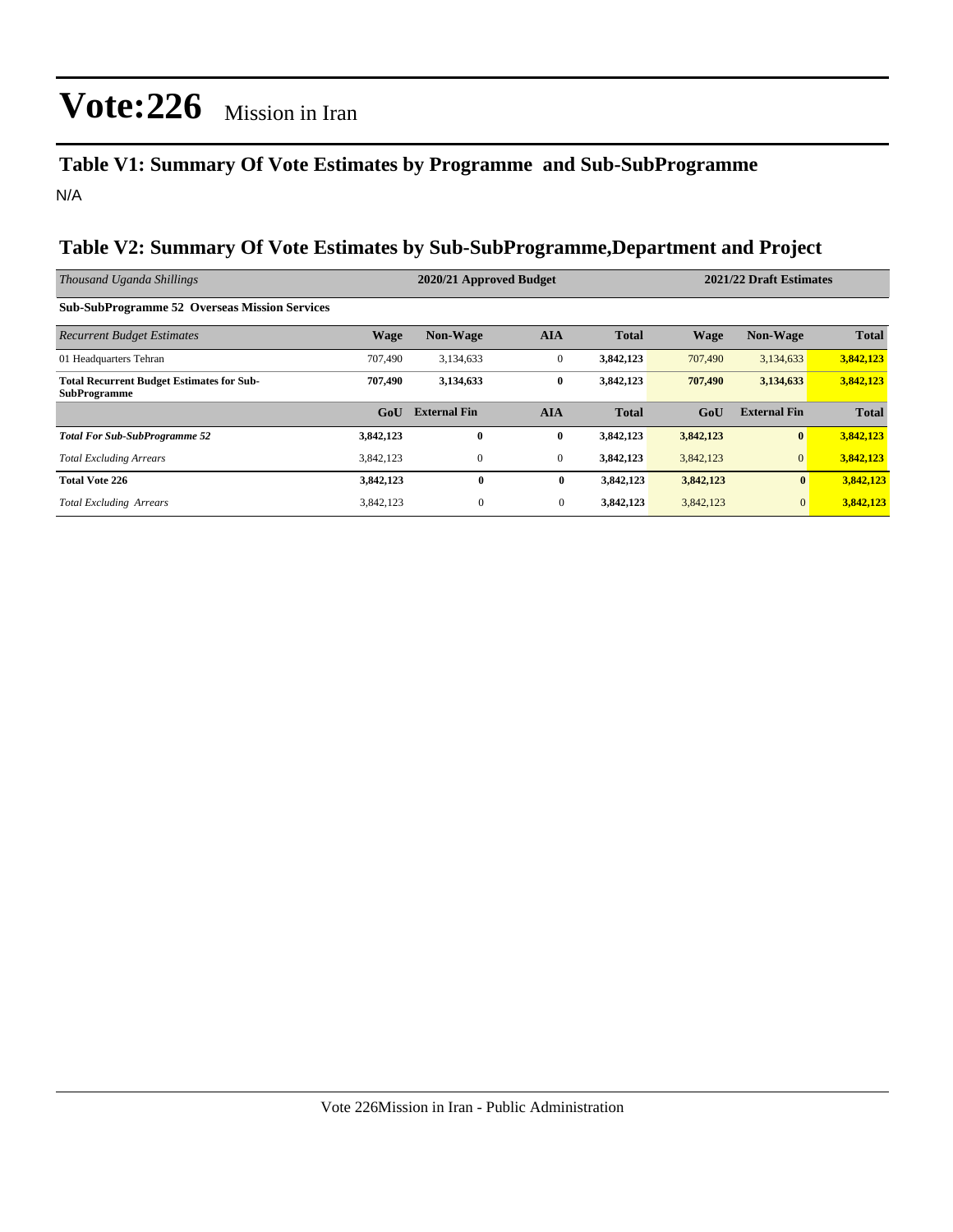# Vote:226 Mission in Iran

## Table V1: Summary Of Vote Estimates by Programme and Sub-SubProgramme

N/A

## Table V2: Summary Of Vote Estimates by Sub-SubProgramme,Department and Project

| *Thousand Uganda Shillings* | 2020/21 Approved Budget | | | | 2021/22 Draft Estimates | | |
|---|---|---|---|---|---|---|---|
| **Sub-SubProgramme 52 Overseas Mission Services** | | | | | | | |
| *Recurrent Budget Estimates* | **Wage** | **Non-Wage** | **AIA** | **Total** | **Wage** | **Non-Wage** | **Total** |
| 01 Headquarters Tehran | 707,490 | 3,134,633 | 0 | **3,842,123** | 707,490 | 3,134,633 | **3,842,123** |
| **Total Recurrent Budget Estimates for Sub-SubProgramme** | **707,490** | **3,134,633** | **0** | **3,842,123** | **707,490** | **3,134,633** | **3,842,123** |
| | **GoU** | **External Fin** | **AIA** | **Total** | **GoU** | **External Fin** | **Total** |
| ***Total For Sub-SubProgramme 52*** | **3,842,123** | **0** | **0** | **3,842,123** | **3,842,123** | **0** | **3,842,123** |
| *Total Excluding Arrears* | 3,842,123 | 0 | 0 | **3,842,123** | 3,842,123 | 0 | **3,842,123** |
| **Total Vote 226** | **3,842,123** | **0** | **0** | **3,842,123** | **3,842,123** | **0** | **3,842,123** |
| *Total Excluding Arrears* | 3,842,123 | 0 | 0 | **3,842,123** | 3,842,123 | 0 | **3,842,123** |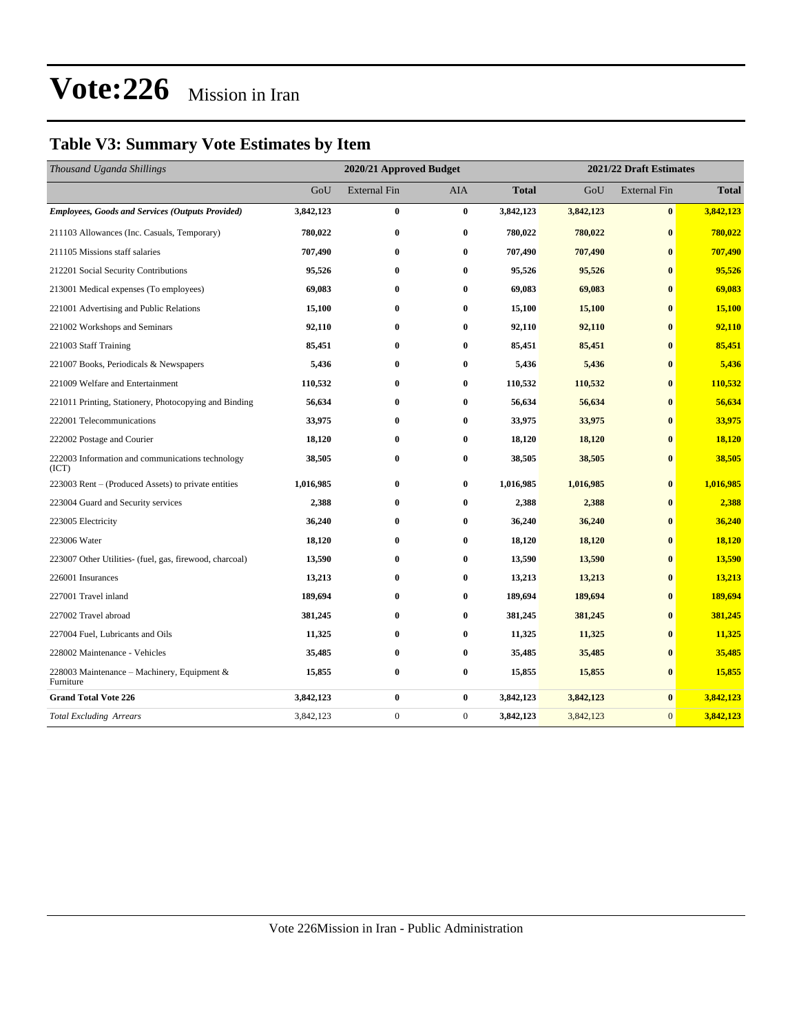# Vote:226 Mission in Iran

## Table V3: Summary Vote Estimates by Item

| *Thousand Uganda Shillings* | 2020/21 Approved Budget | | | | 2021/22 Draft Estimates | | |
|---|---|---|---|---|---|---|---|
| | GoU | External Fin | AIA | **Total** | GoU | External Fin | **Total** |
| ***Employees, Goods and Services (Outputs Provided)*** | **3,842,123** | **0** | **0** | **3,842,123** | **3,842,123** | **0** | **3,842,123** |
| 211103 Allowances (Inc. Casuals, Temporary) | **780,022** | **0** | **0** | **780,022** | **780,022** | **0** | **780,022** |
| 211105 Missions staff salaries | **707,490** | **0** | **0** | **707,490** | **707,490** | **0** | **707,490** |
| 212201 Social Security Contributions | **95,526** | **0** | **0** | **95,526** | **95,526** | **0** | **95,526** |
| 213001 Medical expenses (To employees) | **69,083** | **0** | **0** | **69,083** | **69,083** | **0** | **69,083** |
| 221001 Advertising and Public Relations | **15,100** | **0** | **0** | **15,100** | **15,100** | **0** | **15,100** |
| 221002 Workshops and Seminars | **92,110** | **0** | **0** | **92,110** | **92,110** | **0** | **92,110** |
| 221003 Staff Training | **85,451** | **0** | **0** | **85,451** | **85,451** | **0** | **85,451** |
| 221007 Books, Periodicals & Newspapers | **5,436** | **0** | **0** | **5,436** | **5,436** | **0** | **5,436** |
| 221009 Welfare and Entertainment | **110,532** | **0** | **0** | **110,532** | **110,532** | **0** | **110,532** |
| 221011 Printing, Stationery, Photocopying and Binding | **56,634** | **0** | **0** | **56,634** | **56,634** | **0** | **56,634** |
| 222001 Telecommunications | **33,975** | **0** | **0** | **33,975** | **33,975** | **0** | **33,975** |
| 222002 Postage and Courier | **18,120** | **0** | **0** | **18,120** | **18,120** | **0** | **18,120** |
| 222003 Information and communications technology (ICT) | **38,505** | **0** | **0** | **38,505** | **38,505** | **0** | **38,505** |
| 223003 Rent – (Produced Assets) to private entities | **1,016,985** | **0** | **0** | **1,016,985** | **1,016,985** | **0** | **1,016,985** |
| 223004 Guard and Security services | **2,388** | **0** | **0** | **2,388** | **2,388** | **0** | **2,388** |
| 223005 Electricity | **36,240** | **0** | **0** | **36,240** | **36,240** | **0** | **36,240** |
| 223006 Water | **18,120** | **0** | **0** | **18,120** | **18,120** | **0** | **18,120** |
| 223007 Other Utilities- (fuel, gas, firewood, charcoal) | **13,590** | **0** | **0** | **13,590** | **13,590** | **0** | **13,590** |
| 226001 Insurances | **13,213** | **0** | **0** | **13,213** | **13,213** | **0** | **13,213** |
| 227001 Travel inland | **189,694** | **0** | **0** | **189,694** | **189,694** | **0** | **189,694** |
| 227002 Travel abroad | **381,245** | **0** | **0** | **381,245** | **381,245** | **0** | **381,245** |
| 227004 Fuel, Lubricants and Oils | **11,325** | **0** | **0** | **11,325** | **11,325** | **0** | **11,325** |
| 228002 Maintenance - Vehicles | **35,485** | **0** | **0** | **35,485** | **35,485** | **0** | **35,485** |
| 228003 Maintenance – Machinery, Equipment & Furniture | **15,855** | **0** | **0** | **15,855** | **15,855** | **0** | **15,855** |
| **Grand Total Vote 226** | **3,842,123** | **0** | **0** | **3,842,123** | **3,842,123** | **0** | **3,842,123** |
| *Total Excluding Arrears* | 3,842,123 | 0 | 0 | **3,842,123** | 3,842,123 | 0 | **3,842,123** |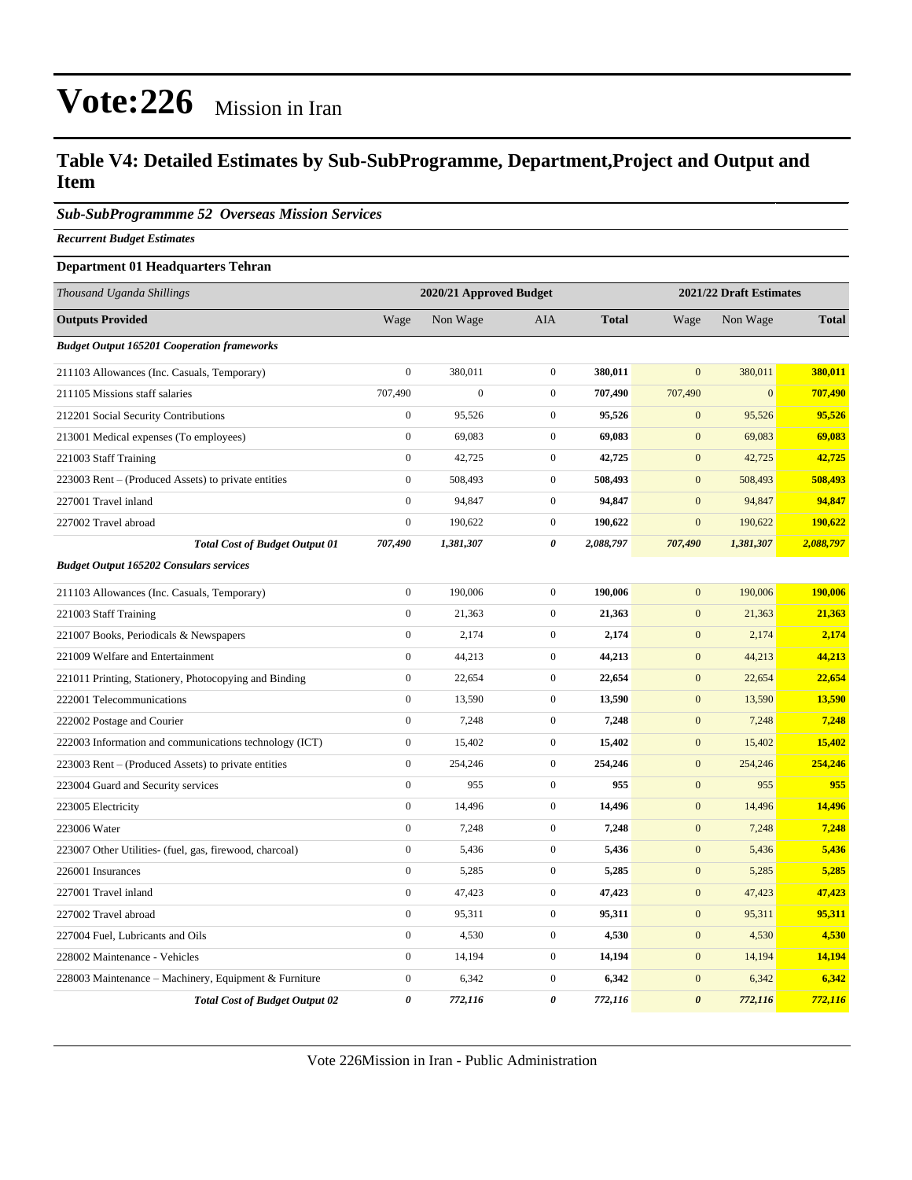# Vote:226 Mission in Iran

## Table V4: Detailed Estimates by Sub-SubProgramme, Department,Project and Output and Item

### *Sub-SubProgrammme 52 Overseas Mission Services*

***Recurrent Budget Estimates***

**Department 01 Headquarters Tehran**

| *Thousand Uganda Shillings* | 2020/21 Approved Budget | | | | 2021/22 Draft Estimates | | |
|---|---|---|---|---|---|---|---|
| **Outputs Provided** | Wage | Non Wage | AIA | **Total** | Wage | Non Wage | **Total** |
| ***Budget Output 165201 Cooperation frameworks*** | | | | | | | |
| 211103 Allowances (Inc. Casuals, Temporary) | 0 | 380,011 | 0 | **380,011** | 0 | 380,011 | **380,011** |
| 211105 Missions staff salaries | 707,490 | 0 | 0 | **707,490** | 707,490 | 0 | **707,490** |
| 212201 Social Security Contributions | 0 | 95,526 | 0 | **95,526** | 0 | 95,526 | **95,526** |
| 213001 Medical expenses (To employees) | 0 | 69,083 | 0 | **69,083** | 0 | 69,083 | **69,083** |
| 221003 Staff Training | 0 | 42,725 | 0 | **42,725** | 0 | 42,725 | **42,725** |
| 223003 Rent – (Produced Assets) to private entities | 0 | 508,493 | 0 | **508,493** | 0 | 508,493 | **508,493** |
| 227001 Travel inland | 0 | 94,847 | 0 | **94,847** | 0 | 94,847 | **94,847** |
| 227002 Travel abroad | 0 | 190,622 | 0 | **190,622** | 0 | 190,622 | **190,622** |
| ***Total Cost of Budget Output 01*** | ***707,490*** | ***1,381,307*** | ***0*** | ***2,088,797*** | ***707,490*** | ***1,381,307*** | ***2,088,797*** |
| ***Budget Output 165202 Consulars services*** | | | | | | | |
| 211103 Allowances (Inc. Casuals, Temporary) | 0 | 190,006 | 0 | **190,006** | 0 | 190,006 | **190,006** |
| 221003 Staff Training | 0 | 21,363 | 0 | **21,363** | 0 | 21,363 | **21,363** |
| 221007 Books, Periodicals & Newspapers | 0 | 2,174 | 0 | **2,174** | 0 | 2,174 | **2,174** |
| 221009 Welfare and Entertainment | 0 | 44,213 | 0 | **44,213** | 0 | 44,213 | **44,213** |
| 221011 Printing, Stationery, Photocopying and Binding | 0 | 22,654 | 0 | **22,654** | 0 | 22,654 | **22,654** |
| 222001 Telecommunications | 0 | 13,590 | 0 | **13,590** | 0 | 13,590 | **13,590** |
| 222002 Postage and Courier | 0 | 7,248 | 0 | **7,248** | 0 | 7,248 | **7,248** |
| 222003 Information and communications technology (ICT) | 0 | 15,402 | 0 | **15,402** | 0 | 15,402 | **15,402** |
| 223003 Rent – (Produced Assets) to private entities | 0 | 254,246 | 0 | **254,246** | 0 | 254,246 | **254,246** |
| 223004 Guard and Security services | 0 | 955 | 0 | **955** | 0 | 955 | **955** |
| 223005 Electricity | 0 | 14,496 | 0 | **14,496** | 0 | 14,496 | **14,496** |
| 223006 Water | 0 | 7,248 | 0 | **7,248** | 0 | 7,248 | **7,248** |
| 223007 Other Utilities- (fuel, gas, firewood, charcoal) | 0 | 5,436 | 0 | **5,436** | 0 | 5,436 | **5,436** |
| 226001 Insurances | 0 | 5,285 | 0 | **5,285** | 0 | 5,285 | **5,285** |
| 227001 Travel inland | 0 | 47,423 | 0 | **47,423** | 0 | 47,423 | **47,423** |
| 227002 Travel abroad | 0 | 95,311 | 0 | **95,311** | 0 | 95,311 | **95,311** |
| 227004 Fuel, Lubricants and Oils | 0 | 4,530 | 0 | **4,530** | 0 | 4,530 | **4,530** |
| 228002 Maintenance - Vehicles | 0 | 14,194 | 0 | **14,194** | 0 | 14,194 | **14,194** |
| 228003 Maintenance – Machinery, Equipment & Furniture | 0 | 6,342 | 0 | **6,342** | 0 | 6,342 | **6,342** |
| ***Total Cost of Budget Output 02*** | ***0*** | ***772,116*** | ***0*** | ***772,116*** | ***0*** | ***772,116*** | ***772,116*** |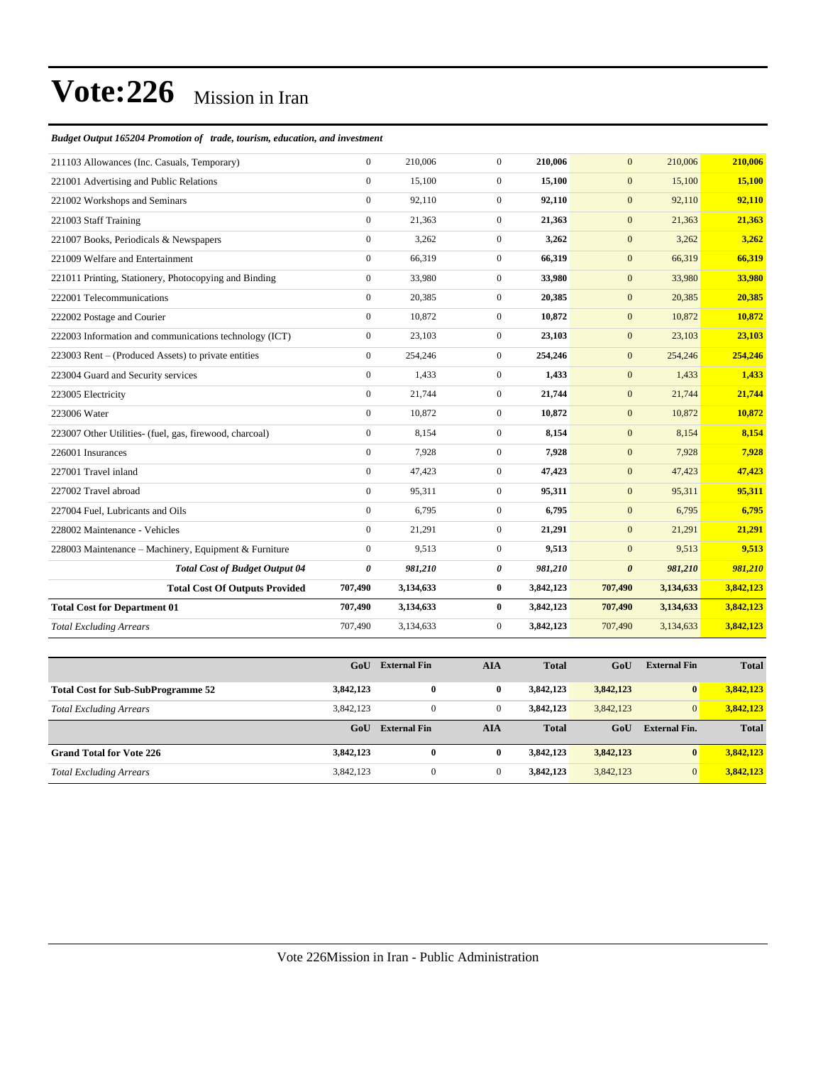# Vote:226 Mission in Iran

***Budget Output 165204 Promotion of trade, tourism, education, and investment***

| | | | | | | | |
|---|---|---|---|---|---|---|---|
| 211103 Allowances (Inc. Casuals, Temporary) | 0 | 210,006 | 0 | **210,006** | 0 | 210,006 | **210,006** |
| 221001 Advertising and Public Relations | 0 | 15,100 | 0 | **15,100** | 0 | 15,100 | **15,100** |
| 221002 Workshops and Seminars | 0 | 92,110 | 0 | **92,110** | 0 | 92,110 | **92,110** |
| 221003 Staff Training | 0 | 21,363 | 0 | **21,363** | 0 | 21,363 | **21,363** |
| 221007 Books, Periodicals & Newspapers | 0 | 3,262 | 0 | **3,262** | 0 | 3,262 | **3,262** |
| 221009 Welfare and Entertainment | 0 | 66,319 | 0 | **66,319** | 0 | 66,319 | **66,319** |
| 221011 Printing, Stationery, Photocopying and Binding | 0 | 33,980 | 0 | **33,980** | 0 | 33,980 | **33,980** |
| 222001 Telecommunications | 0 | 20,385 | 0 | **20,385** | 0 | 20,385 | **20,385** |
| 222002 Postage and Courier | 0 | 10,872 | 0 | **10,872** | 0 | 10,872 | **10,872** |
| 222003 Information and communications technology (ICT) | 0 | 23,103 | 0 | **23,103** | 0 | 23,103 | **23,103** |
| 223003 Rent – (Produced Assets) to private entities | 0 | 254,246 | 0 | **254,246** | 0 | 254,246 | **254,246** |
| 223004 Guard and Security services | 0 | 1,433 | 0 | **1,433** | 0 | 1,433 | **1,433** |
| 223005 Electricity | 0 | 21,744 | 0 | **21,744** | 0 | 21,744 | **21,744** |
| 223006 Water | 0 | 10,872 | 0 | **10,872** | 0 | 10,872 | **10,872** |
| 223007 Other Utilities- (fuel, gas, firewood, charcoal) | 0 | 8,154 | 0 | **8,154** | 0 | 8,154 | **8,154** |
| 226001 Insurances | 0 | 7,928 | 0 | **7,928** | 0 | 7,928 | **7,928** |
| 227001 Travel inland | 0 | 47,423 | 0 | **47,423** | 0 | 47,423 | **47,423** |
| 227002 Travel abroad | 0 | 95,311 | 0 | **95,311** | 0 | 95,311 | **95,311** |
| 227004 Fuel, Lubricants and Oils | 0 | 6,795 | 0 | **6,795** | 0 | 6,795 | **6,795** |
| 228002 Maintenance - Vehicles | 0 | 21,291 | 0 | **21,291** | 0 | 21,291 | **21,291** |
| 228003 Maintenance – Machinery, Equipment & Furniture | 0 | 9,513 | 0 | **9,513** | 0 | 9,513 | **9,513** |
| ***Total Cost of Budget Output 04*** | ***0*** | ***981,210*** | ***0*** | ***981,210*** | ***0*** | ***981,210*** | ***981,210*** |
| **Total Cost Of Outputs Provided** | **707,490** | **3,134,633** | **0** | **3,842,123** | **707,490** | **3,134,633** | **3,842,123** |
| **Total Cost for Department 01** | **707,490** | **3,134,633** | **0** | **3,842,123** | **707,490** | **3,134,633** | **3,842,123** |
| *Total Excluding Arrears* | 707,490 | 3,134,633 | 0 | **3,842,123** | 707,490 | 3,134,633 | **3,842,123** |

| | GoU | External Fin | AIA | Total | GoU | External Fin | Total |
|---|---|---|---|---|---|---|---|
| **Total Cost for Sub-SubProgramme 52** | **3,842,123** | **0** | **0** | **3,842,123** | **3,842,123** | **0** | **3,842,123** |
| *Total Excluding Arrears* | 3,842,123 | 0 | 0 | **3,842,123** | 3,842,123 | 0 | **3,842,123** |
| | **GoU** | **External Fin** | **AIA** | **Total** | **GoU** | **External Fin.** | **Total** |
| **Grand Total for Vote 226** | **3,842,123** | **0** | **0** | **3,842,123** | **3,842,123** | **0** | **3,842,123** |
| *Total Excluding Arrears* | 3,842,123 | 0 | 0 | **3,842,123** | 3,842,123 | 0 | **3,842,123** |